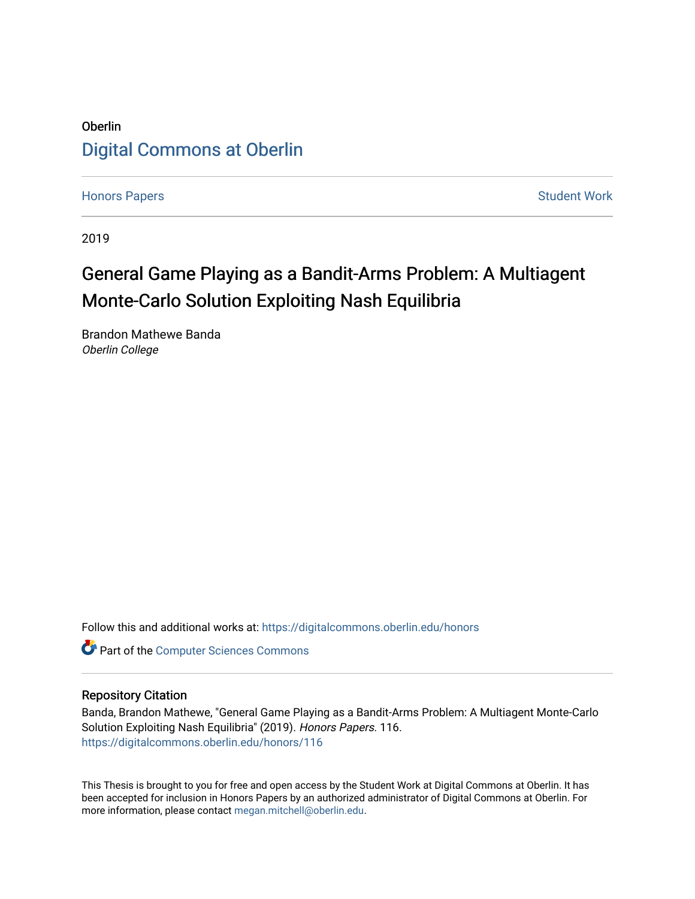Oberlin

Digital Commons at Oberlin

Honors Papers | Student Work

2019

# General Game Playing as a Bandit-Arms Problem: A Multiagent Monte-Carlo Solution Exploiting Nash Equilibria

Brandon Mathewe Banda
*Oberlin College*

Follow this and additional works at: https://digitalcommons.oberlin.edu/honors

Part of the Computer Sciences Commons

## Repository Citation

Banda, Brandon Mathewe, "General Game Playing as a Bandit-Arms Problem: A Multiagent Monte-Carlo Solution Exploiting Nash Equilibria" (2019). *Honors Papers*. 116.
https://digitalcommons.oberlin.edu/honors/116

This Thesis is brought to you for free and open access by the Student Work at Digital Commons at Oberlin. It has been accepted for inclusion in Honors Papers by an authorized administrator of Digital Commons at Oberlin. For more information, please contact megan.mitchell@oberlin.edu.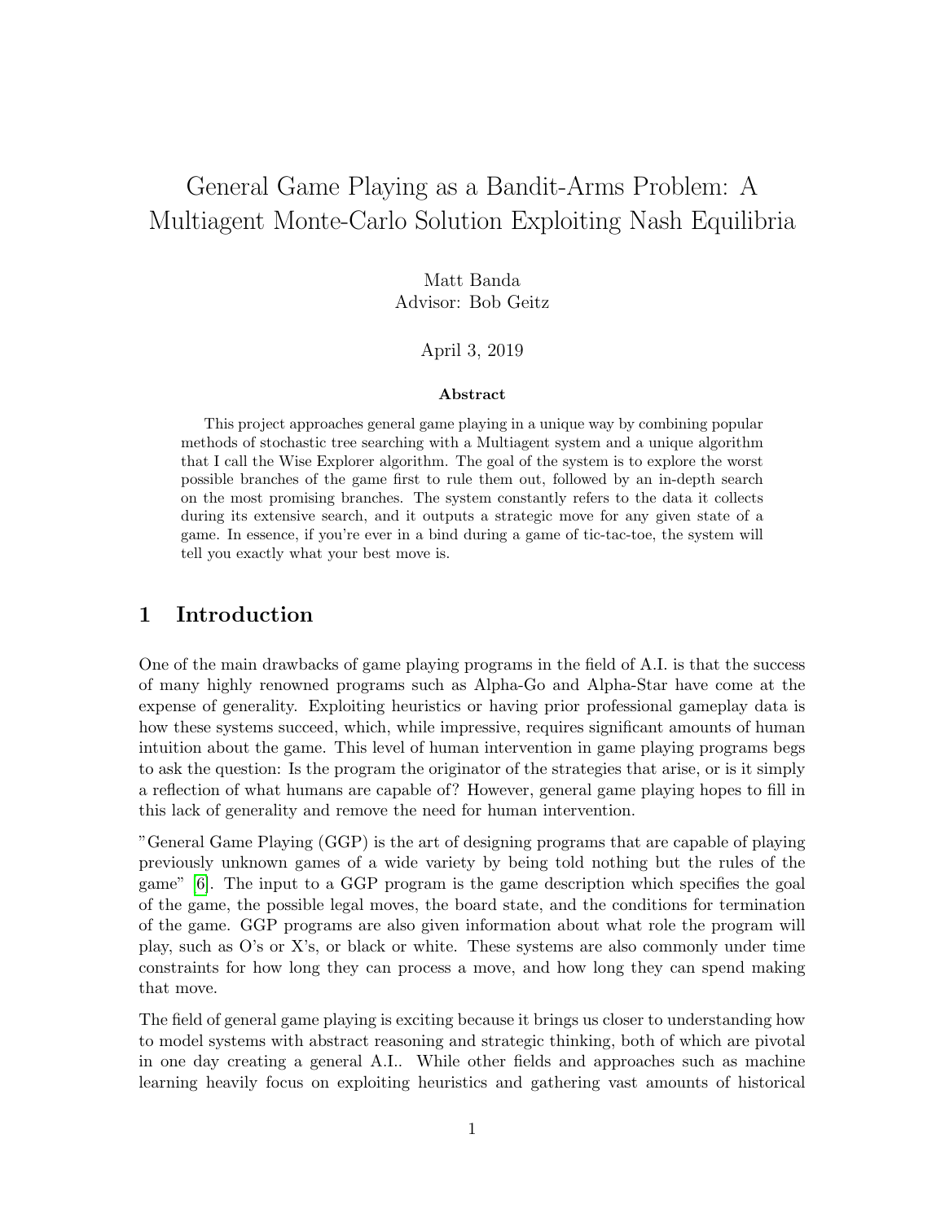# General Game Playing as a Bandit-Arms Problem: A Multiagent Monte-Carlo Solution Exploiting Nash Equilibria

Matt Banda
Advisor: Bob Geitz

April 3, 2019

**Abstract**

This project approaches general game playing in a unique way by combining popular methods of stochastic tree searching with a Multiagent system and a unique algorithm that I call the Wise Explorer algorithm. The goal of the system is to explore the worst possible branches of the game first to rule them out, followed by an in-depth search on the most promising branches. The system constantly refers to the data it collects during its extensive search, and it outputs a strategic move for any given state of a game. In essence, if you're ever in a bind during a game of tic-tac-toe, the system will tell you exactly what your best move is.

## 1 Introduction

One of the main drawbacks of game playing programs in the field of A.I. is that the success of many highly renowned programs such as Alpha-Go and Alpha-Star have come at the expense of generality. Exploiting heuristics or having prior professional gameplay data is how these systems succeed, which, while impressive, requires significant amounts of human intuition about the game. This level of human intervention in game playing programs begs to ask the question: Is the program the originator of the strategies that arise, or is it simply a reflection of what humans are capable of? However, general game playing hopes to fill in this lack of generality and remove the need for human intervention.

"General Game Playing (GGP) is the art of designing programs that are capable of playing previously unknown games of a wide variety by being told nothing but the rules of the game" [6]. The input to a GGP program is the game description which specifies the goal of the game, the possible legal moves, the board state, and the conditions for termination of the game. GGP programs are also given information about what role the program will play, such as O's or X's, or black or white. These systems are also commonly under time constraints for how long they can process a move, and how long they can spend making that move.

The field of general game playing is exciting because it brings us closer to understanding how to model systems with abstract reasoning and strategic thinking, both of which are pivotal in one day creating a general A.I.. While other fields and approaches such as machine learning heavily focus on exploiting heuristics and gathering vast amounts of historical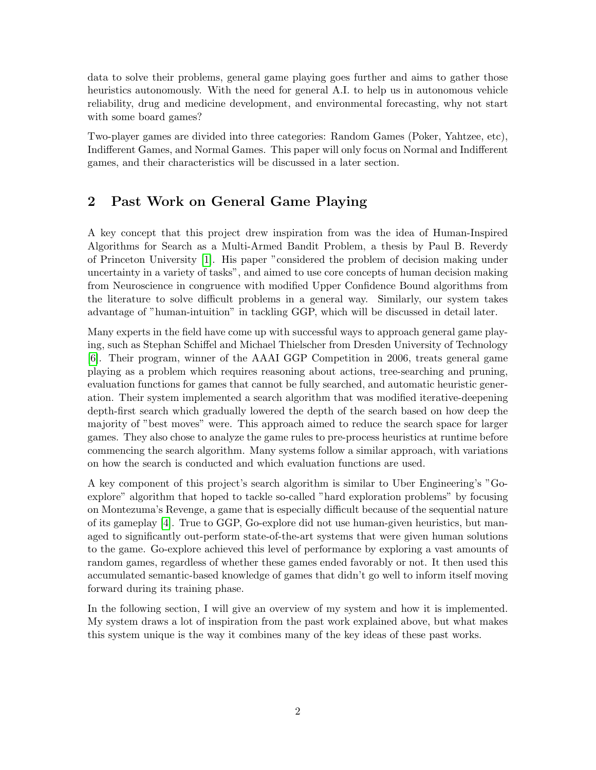data to solve their problems, general game playing goes further and aims to gather those heuristics autonomously. With the need for general A.I. to help us in autonomous vehicle reliability, drug and medicine development, and environmental forecasting, why not start with some board games?

Two-player games are divided into three categories: Random Games (Poker, Yahtzee, etc), Indifferent Games, and Normal Games. This paper will only focus on Normal and Indifferent games, and their characteristics will be discussed in a later section.

## 2 Past Work on General Game Playing

A key concept that this project drew inspiration from was the idea of Human-Inspired Algorithms for Search as a Multi-Armed Bandit Problem, a thesis by Paul B. Reverdy of Princeton University [1]. His paper "considered the problem of decision making under uncertainty in a variety of tasks", and aimed to use core concepts of human decision making from Neuroscience in congruence with modified Upper Confidence Bound algorithms from the literature to solve difficult problems in a general way. Similarly, our system takes advantage of "human-intuition" in tackling GGP, which will be discussed in detail later.

Many experts in the field have come up with successful ways to approach general game playing, such as Stephan Schiffel and Michael Thielscher from Dresden University of Technology [6]. Their program, winner of the AAAI GGP Competition in 2006, treats general game playing as a problem which requires reasoning about actions, tree-searching and pruning, evaluation functions for games that cannot be fully searched, and automatic heuristic generation. Their system implemented a search algorithm that was modified iterative-deepening depth-first search which gradually lowered the depth of the search based on how deep the majority of "best moves" were. This approach aimed to reduce the search space for larger games. They also chose to analyze the game rules to pre-process heuristics at runtime before commencing the search algorithm. Many systems follow a similar approach, with variations on how the search is conducted and which evaluation functions are used.

A key component of this project's search algorithm is similar to Uber Engineering's "Go-explore" algorithm that hoped to tackle so-called "hard exploration problems" by focusing on Montezuma's Revenge, a game that is especially difficult because of the sequential nature of its gameplay [4]. True to GGP, Go-explore did not use human-given heuristics, but managed to significantly out-perform state-of-the-art systems that were given human solutions to the game. Go-explore achieved this level of performance by exploring a vast amounts of random games, regardless of whether these games ended favorably or not. It then used this accumulated semantic-based knowledge of games that didn't go well to inform itself moving forward during its training phase.

In the following section, I will give an overview of my system and how it is implemented. My system draws a lot of inspiration from the past work explained above, but what makes this system unique is the way it combines many of the key ideas of these past works.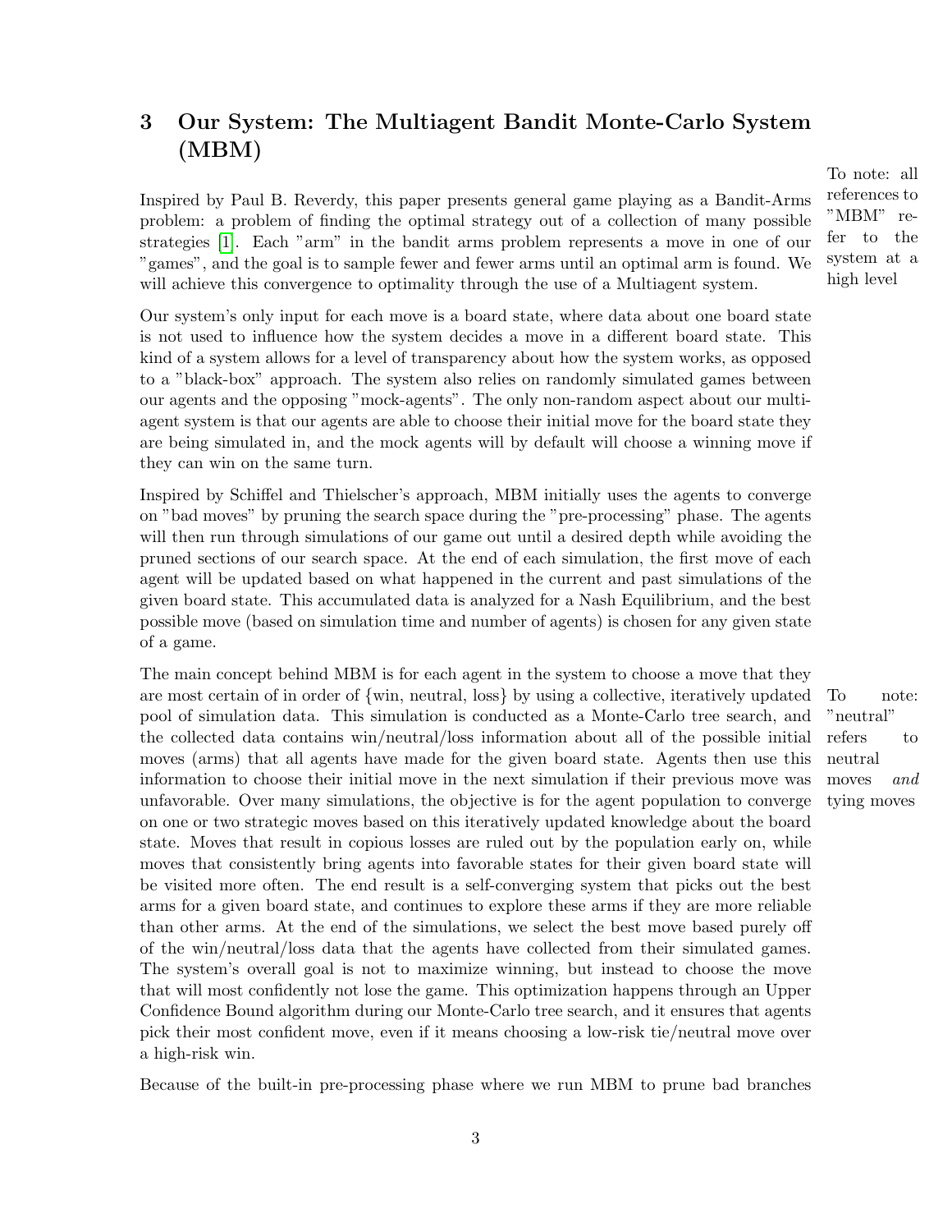## 3 Our System: The Multiagent Bandit Monte-Carlo System (MBM)

To note: all references to "MBM" refer to the system at a high level

Inspired by Paul B. Reverdy, this paper presents general game playing as a Bandit-Arms problem: a problem of finding the optimal strategy out of a collection of many possible strategies [1]. Each "arm" in the bandit arms problem represents a move in one of our "games", and the goal is to sample fewer and fewer arms until an optimal arm is found. We will achieve this convergence to optimality through the use of a Multiagent system.

Our system's only input for each move is a board state, where data about one board state is not used to influence how the system decides a move in a different board state. This kind of a system allows for a level of transparency about how the system works, as opposed to a "black-box" approach. The system also relies on randomly simulated games between our agents and the opposing "mock-agents". The only non-random aspect about our multi-agent system is that our agents are able to choose their initial move for the board state they are being simulated in, and the mock agents will by default will choose a winning move if they can win on the same turn.

Inspired by Schiffel and Thielscher's approach, MBM initially uses the agents to converge on "bad moves" by pruning the search space during the "pre-processing" phase. The agents will then run through simulations of our game out until a desired depth while avoiding the pruned sections of our search space. At the end of each simulation, the first move of each agent will be updated based on what happened in the current and past simulations of the given board state. This accumulated data is analyzed for a Nash Equilibrium, and the best possible move (based on simulation time and number of agents) is chosen for any given state of a game.

To note: "neutral" refers to neutral moves *and* tying moves

The main concept behind MBM is for each agent in the system to choose a move that they are most certain of in order of {win, neutral, loss} by using a collective, iteratively updated pool of simulation data. This simulation is conducted as a Monte-Carlo tree search, and the collected data contains win/neutral/loss information about all of the possible initial moves (arms) that all agents have made for the given board state. Agents then use this information to choose their initial move in the next simulation if their previous move was unfavorable. Over many simulations, the objective is for the agent population to converge on one or two strategic moves based on this iteratively updated knowledge about the board state. Moves that result in copious losses are ruled out by the population early on, while moves that consistently bring agents into favorable states for their given board state will be visited more often. The end result is a self-converging system that picks out the best arms for a given board state, and continues to explore these arms if they are more reliable than other arms. At the end of the simulations, we select the best move based purely off of the win/neutral/loss data that the agents have collected from their simulated games. The system's overall goal is not to maximize winning, but instead to choose the move that will most confidently not lose the game. This optimization happens through an Upper Confidence Bound algorithm during our Monte-Carlo tree search, and it ensures that agents pick their most confident move, even if it means choosing a low-risk tie/neutral move over a high-risk win.

Because of the built-in pre-processing phase where we run MBM to prune bad branches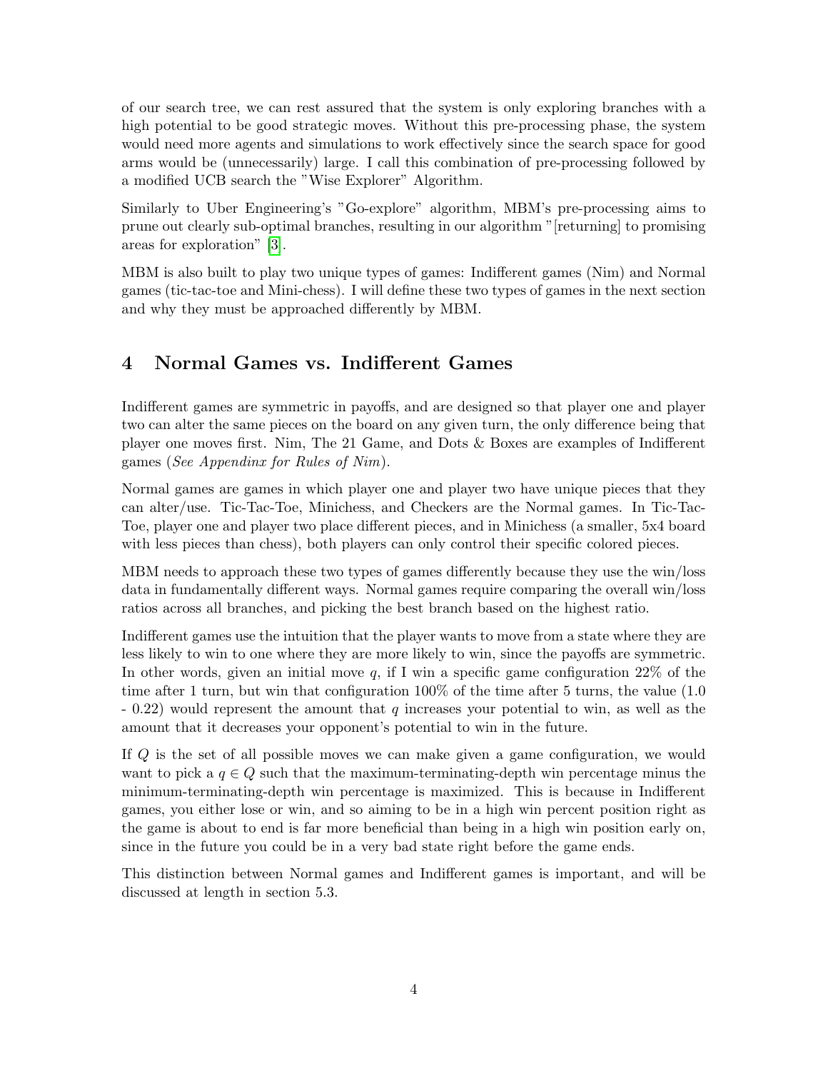of our search tree, we can rest assured that the system is only exploring branches with a high potential to be good strategic moves. Without this pre-processing phase, the system would need more agents and simulations to work effectively since the search space for good arms would be (unnecessarily) large. I call this combination of pre-processing followed by a modified UCB search the "Wise Explorer" Algorithm.

Similarly to Uber Engineering's "Go-explore" algorithm, MBM's pre-processing aims to prune out clearly sub-optimal branches, resulting in our algorithm "[returning] to promising areas for exploration" [3].

MBM is also built to play two unique types of games: Indifferent games (Nim) and Normal games (tic-tac-toe and Mini-chess). I will define these two types of games in the next section and why they must be approached differently by MBM.

## 4 Normal Games vs. Indifferent Games

Indifferent games are symmetric in payoffs, and are designed so that player one and player two can alter the same pieces on the board on any given turn, the only difference being that player one moves first. Nim, The 21 Game, and Dots & Boxes are examples of Indifferent games (*See Appendinx for Rules of Nim*).

Normal games are games in which player one and player two have unique pieces that they can alter/use. Tic-Tac-Toe, Minichess, and Checkers are the Normal games. In Tic-Tac-Toe, player one and player two place different pieces, and in Minichess (a smaller, 5x4 board with less pieces than chess), both players can only control their specific colored pieces.

MBM needs to approach these two types of games differently because they use the win/loss data in fundamentally different ways. Normal games require comparing the overall win/loss ratios across all branches, and picking the best branch based on the highest ratio.

Indifferent games use the intuition that the player wants to move from a state where they are less likely to win to one where they are more likely to win, since the payoffs are symmetric. In other words, given an initial move $q$, if I win a specific game configuration 22% of the time after 1 turn, but win that configuration 100% of the time after 5 turns, the value (1.0 - 0.22) would represent the amount that $q$ increases your potential to win, as well as the amount that it decreases your opponent's potential to win in the future.

If $Q$ is the set of all possible moves we can make given a game configuration, we would want to pick a $q \in Q$ such that the maximum-terminating-depth win percentage minus the minimum-terminating-depth win percentage is maximized. This is because in Indifferent games, you either lose or win, and so aiming to be in a high win percent position right as the game is about to end is far more beneficial than being in a high win position early on, since in the future you could be in a very bad state right before the game ends.

This distinction between Normal games and Indifferent games is important, and will be discussed at length in section 5.3.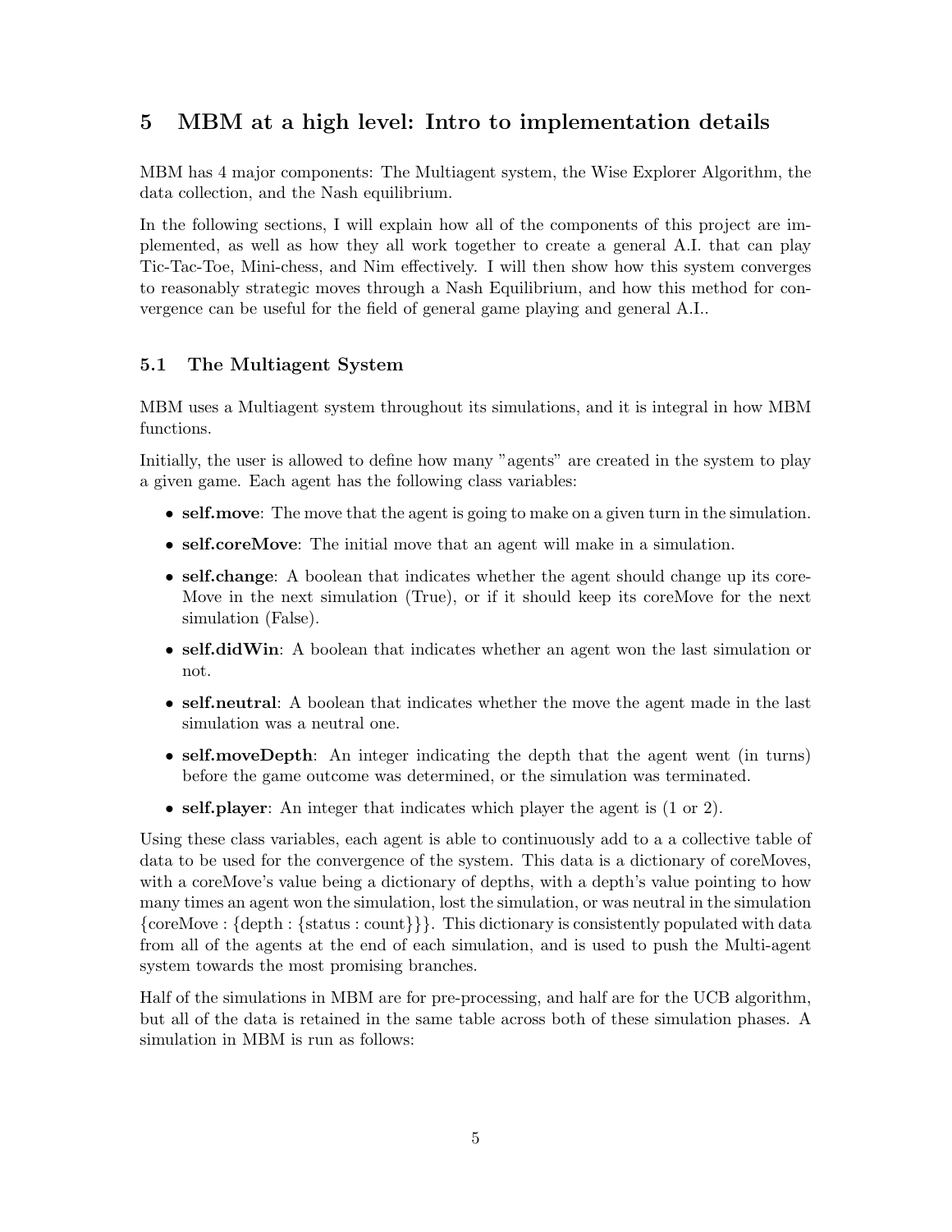## 5 MBM at a high level: Intro to implementation details

MBM has 4 major components: The Multiagent system, the Wise Explorer Algorithm, the data collection, and the Nash equilibrium.

In the following sections, I will explain how all of the components of this project are implemented, as well as how they all work together to create a general A.I. that can play Tic-Tac-Toe, Mini-chess, and Nim effectively. I will then show how this system converges to reasonably strategic moves through a Nash Equilibrium, and how this method for convergence can be useful for the field of general game playing and general A.I..

### 5.1 The Multiagent System

MBM uses a Multiagent system throughout its simulations, and it is integral in how MBM functions.

Initially, the user is allowed to define how many "agents" are created in the system to play a given game. Each agent has the following class variables:

- **self.move**: The move that the agent is going to make on a given turn in the simulation.
- **self.coreMove**: The initial move that an agent will make in a simulation.
- **self.change**: A boolean that indicates whether the agent should change up its coreMove in the next simulation (True), or if it should keep its coreMove for the next simulation (False).
- **self.didWin**: A boolean that indicates whether an agent won the last simulation or not.
- **self.neutral**: A boolean that indicates whether the move the agent made in the last simulation was a neutral one.
- **self.moveDepth**: An integer indicating the depth that the agent went (in turns) before the game outcome was determined, or the simulation was terminated.
- **self.player**: An integer that indicates which player the agent is (1 or 2).

Using these class variables, each agent is able to continuously add to a a collective table of data to be used for the convergence of the system. This data is a dictionary of coreMoves, with a coreMove's value being a dictionary of depths, with a depth's value pointing to how many times an agent won the simulation, lost the simulation, or was neutral in the simulation {coreMove : {depth : {status : count}}}. This dictionary is consistently populated with data from all of the agents at the end of each simulation, and is used to push the Multi-agent system towards the most promising branches.

Half of the simulations in MBM are for pre-processing, and half are for the UCB algorithm, but all of the data is retained in the same table across both of these simulation phases. A simulation in MBM is run as follows: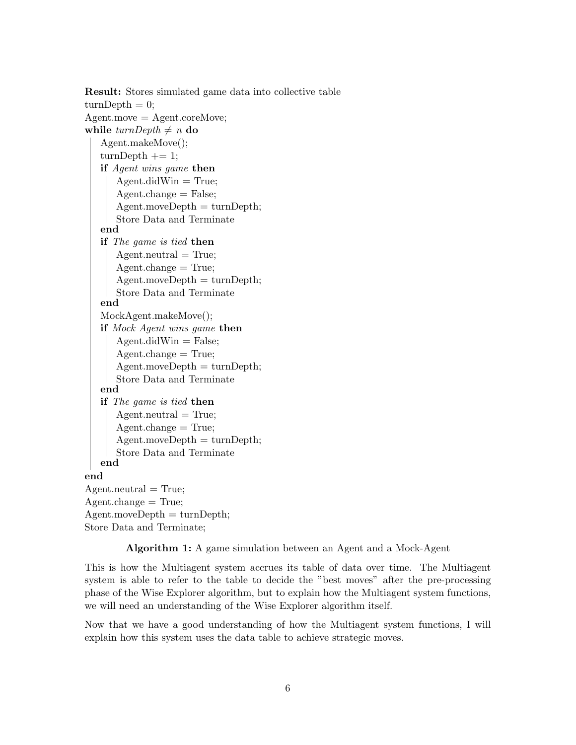```
Result: Stores simulated game data into collective table
turnDepth = 0;
Agent.move = Agent.coreMove;
while turnDepth ≠ n do
    Agent.makeMove();
    turnDepth += 1;
    if Agent wins game then
        Agent.didWin = True;
        Agent.change = False;
        Agent.moveDepth = turnDepth;
        Store Data and Terminate
    end
    if The game is tied then
        Agent.neutral = True;
        Agent.change = True;
        Agent.moveDepth = turnDepth;
        Store Data and Terminate
    end
    MockAgent.makeMove();
    if Mock Agent wins game then
        Agent.didWin = False;
        Agent.change = True;
        Agent.moveDepth = turnDepth;
        Store Data and Terminate
    end
    if The game is tied then
        Agent.neutral = True;
        Agent.change = True;
        Agent.moveDepth = turnDepth;
        Store Data and Terminate
    end
end
Agent.neutral = True;
Agent.change = True;
Agent.moveDepth = turnDepth;
Store Data and Terminate;
```

**Algorithm 1:** A game simulation between an Agent and a Mock-Agent

This is how the Multiagent system accrues its table of data over time. The Multiagent system is able to refer to the table to decide the "best moves" after the pre-processing phase of the Wise Explorer algorithm, but to explain how the Multiagent system functions, we will need an understanding of the Wise Explorer algorithm itself.

Now that we have a good understanding of how the Multiagent system functions, I will explain how this system uses the data table to achieve strategic moves.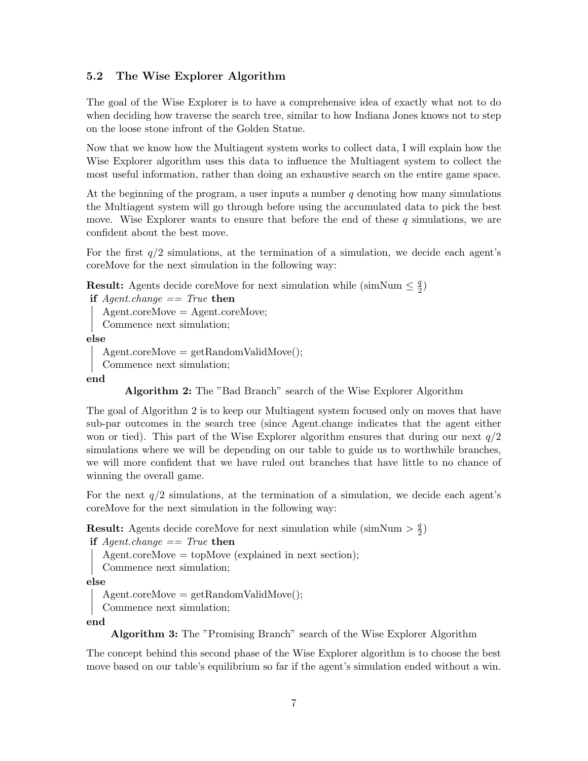### 5.2 The Wise Explorer Algorithm

The goal of the Wise Explorer is to have a comprehensive idea of exactly what not to do when deciding how traverse the search tree, similar to how Indiana Jones knows not to step on the loose stone infront of the Golden Statue.

Now that we know how the Multiagent system works to collect data, I will explain how the Wise Explorer algorithm uses this data to influence the Multiagent system to collect the most useful information, rather than doing an exhaustive search on the entire game space.

At the beginning of the program, a user inputs a number $q$ denoting how many simulations the Multiagent system will go through before using the accumulated data to pick the best move. Wise Explorer wants to ensure that before the end of these $q$ simulations, we are confident about the best move.

For the first $q/2$ simulations, at the termination of a simulation, we decide each agent's coreMove for the next simulation in the following way:

**Result:** Agents decide coreMove for next simulation while (simNum $\leq \frac{q}{2}$)

```
if Agent.change == True then
    Agent.coreMove = Agent.coreMove;
    Commence next simulation;
else
    Agent.coreMove = getRandomValidMove();
    Commence next simulation;
end
```

**Algorithm 2:** The "Bad Branch" search of the Wise Explorer Algorithm

The goal of Algorithm 2 is to keep our Multiagent system focused only on moves that have sub-par outcomes in the search tree (since Agent.change indicates that the agent either won or tied). This part of the Wise Explorer algorithm ensures that during our next $q/2$ simulations where we will be depending on our table to guide us to worthwhile branches, we will more confident that we have ruled out branches that have little to no chance of winning the overall game.

For the next $q/2$ simulations, at the termination of a simulation, we decide each agent's coreMove for the next simulation in the following way:

**Result:** Agents decide coreMove for next simulation while (simNum $> \frac{q}{2}$)

```
if Agent.change == True then
    Agent.coreMove = topMove (explained in next section);
    Commence next simulation;
else
    Agent.coreMove = getRandomValidMove();
    Commence next simulation;
end
```

**Algorithm 3:** The "Promising Branch" search of the Wise Explorer Algorithm

The concept behind this second phase of the Wise Explorer algorithm is to choose the best move based on our table's equilibrium so far if the agent's simulation ended without a win.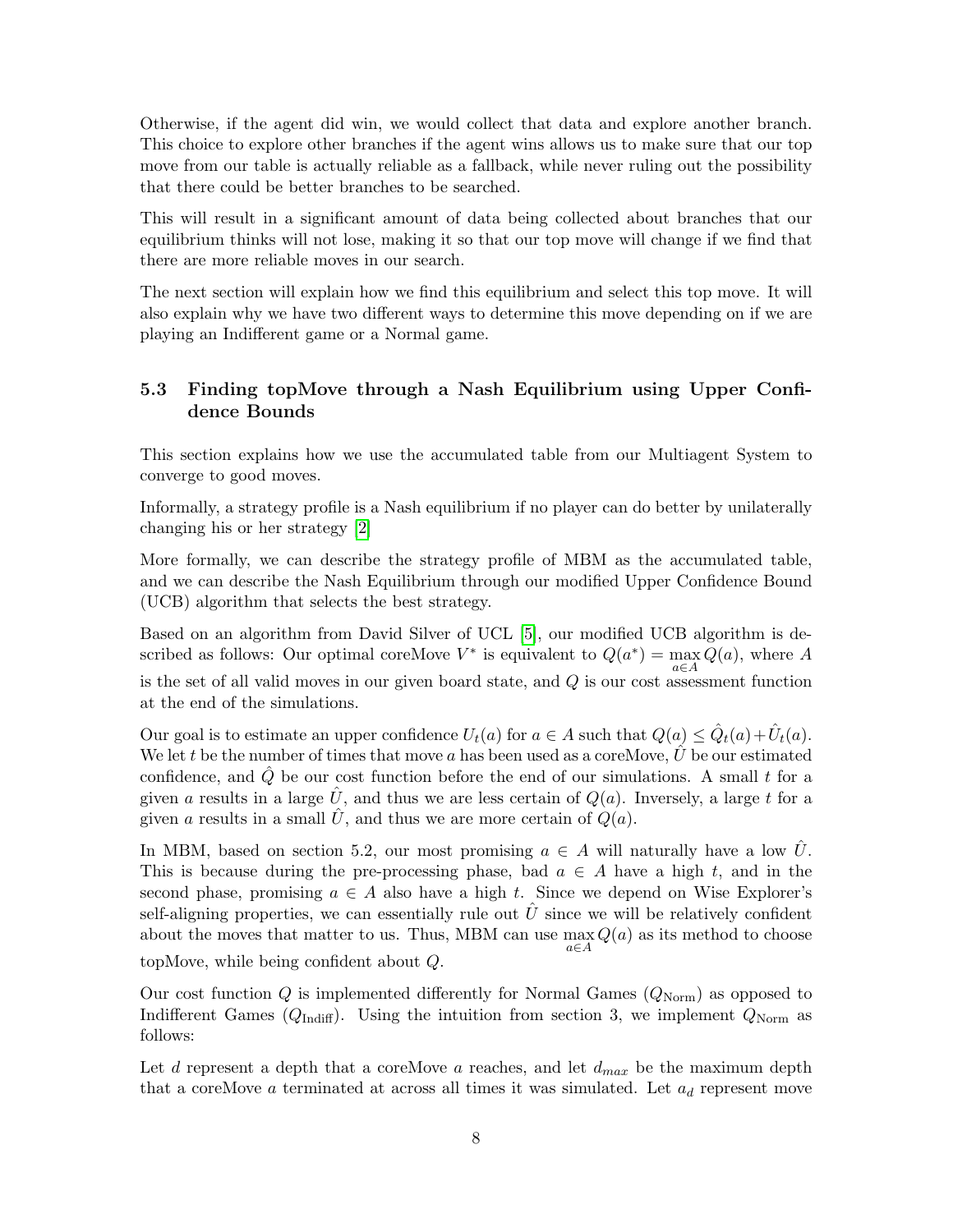Otherwise, if the agent did win, we would collect that data and explore another branch. This choice to explore other branches if the agent wins allows us to make sure that our top move from our table is actually reliable as a fallback, while never ruling out the possibility that there could be better branches to be searched.

This will result in a significant amount of data being collected about branches that our equilibrium thinks will not lose, making it so that our top move will change if we find that there are more reliable moves in our search.

The next section will explain how we find this equilibrium and select this top move. It will also explain why we have two different ways to determine this move depending on if we are playing an Indifferent game or a Normal game.

### 5.3 Finding topMove through a Nash Equilibrium using Upper Confidence Bounds

This section explains how we use the accumulated table from our Multiagent System to converge to good moves.

Informally, a strategy profile is a Nash equilibrium if no player can do better by unilaterally changing his or her strategy [2]

More formally, we can describe the strategy profile of MBM as the accumulated table, and we can describe the Nash Equilibrium through our modified Upper Confidence Bound (UCB) algorithm that selects the best strategy.

Based on an algorithm from David Silver of UCL [5], our modified UCB algorithm is described as follows: Our optimal coreMove $V^*$ is equivalent to $Q(a^*) = \max_{a \in A} Q(a)$, where $A$ is the set of all valid moves in our given board state, and $Q$ is our cost assessment function at the end of the simulations.

Our goal is to estimate an upper confidence $U_t(a)$ for $a \in A$ such that $Q(a) \leq \hat{Q}_t(a) + \hat{U}_t(a)$. We let $t$ be the number of times that move $a$ has been used as a coreMove, $\hat{U}$ be our estimated confidence, and $\hat{Q}$ be our cost function before the end of our simulations. A small $t$ for a given $a$ results in a large $\hat{U}$, and thus we are less certain of $Q(a)$. Inversely, a large $t$ for a given $a$ results in a small $\hat{U}$, and thus we are more certain of $Q(a)$.

In MBM, based on section 5.2, our most promising $a \in A$ will naturally have a low $\hat{U}$. This is because during the pre-processing phase, bad $a \in A$ have a high $t$, and in the second phase, promising $a \in A$ also have a high $t$. Since we depend on Wise Explorer's self-aligning properties, we can essentially rule out $\hat{U}$ since we will be relatively confident about the moves that matter to us. Thus, MBM can use $\max_{a \in A} Q(a)$ as its method to choose topMove, while being confident about $Q$.

Our cost function $Q$ is implemented differently for Normal Games ($Q_{\text{Norm}}$) as opposed to Indifferent Games ($Q_{\text{Indiff}}$). Using the intuition from section 3, we implement $Q_{\text{Norm}}$ as follows:

Let $d$ represent a depth that a coreMove $a$ reaches, and let $d_{max}$ be the maximum depth that a coreMove $a$ terminated at across all times it was simulated. Let $a_d$ represent move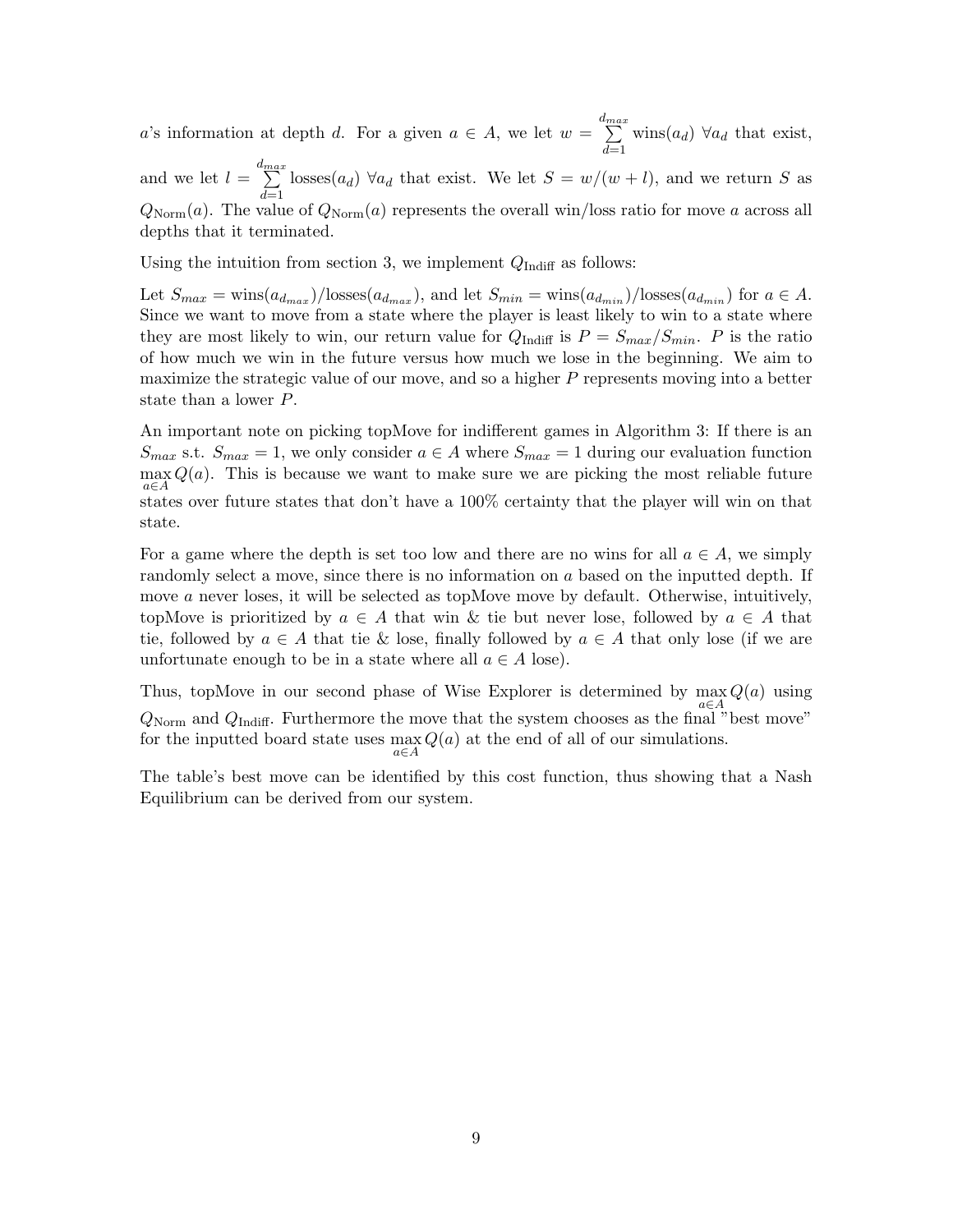$a$'s information at depth $d$. For a given $a \in A$, we let $w = \sum_{d=1}^{d_{max}} \text{wins}(a_d)$ $\forall a_d$ that exist, and we let $l = \sum_{d=1}^{d_{max}} \text{losses}(a_d)$ $\forall a_d$ that exist. We let $S = w/(w+l)$, and we return $S$ as $Q_{\text{Norm}}(a)$. The value of $Q_{\text{Norm}}(a)$ represents the overall win/loss ratio for move $a$ across all depths that it terminated.

Using the intuition from section 3, we implement $Q_{\text{Indiff}}$ as follows:

Let $S_{max} = \text{wins}(a_{d_{max}})/\text{losses}(a_{d_{max}})$, and let $S_{min} = \text{wins}(a_{d_{min}})/\text{losses}(a_{d_{min}})$ for $a \in A$. Since we want to move from a state where the player is least likely to win to a state where they are most likely to win, our return value for $Q_{\text{Indiff}}$ is $P = S_{max}/S_{min}$. $P$ is the ratio of how much we win in the future versus how much we lose in the beginning. We aim to maximize the strategic value of our move, and so a higher $P$ represents moving into a better state than a lower $P$.

An important note on picking topMove for indifferent games in Algorithm 3: If there is an $S_{max}$ s.t. $S_{max} = 1$, we only consider $a \in A$ where $S_{max} = 1$ during our evaluation function $\max_{a \in A} Q(a)$. This is because we want to make sure we are picking the most reliable future states over future states that don't have a 100% certainty that the player will win on that state.

For a game where the depth is set too low and there are no wins for all $a \in A$, we simply randomly select a move, since there is no information on $a$ based on the inputted depth. If move $a$ never loses, it will be selected as topMove move by default. Otherwise, intuitively, topMove is prioritized by $a \in A$ that win & tie but never lose, followed by $a \in A$ that tie, followed by $a \in A$ that tie & lose, finally followed by $a \in A$ that only lose (if we are unfortunate enough to be in a state where all $a \in A$ lose).

Thus, topMove in our second phase of Wise Explorer is determined by $\max_{a \in A} Q(a)$ using $Q_{\text{Norm}}$ and $Q_{\text{Indiff}}$. Furthermore the move that the system chooses as the final "best move" for the inputted board state uses $\max_{a \in A} Q(a)$ at the end of all of our simulations.

The table's best move can be identified by this cost function, thus showing that a Nash Equilibrium can be derived from our system.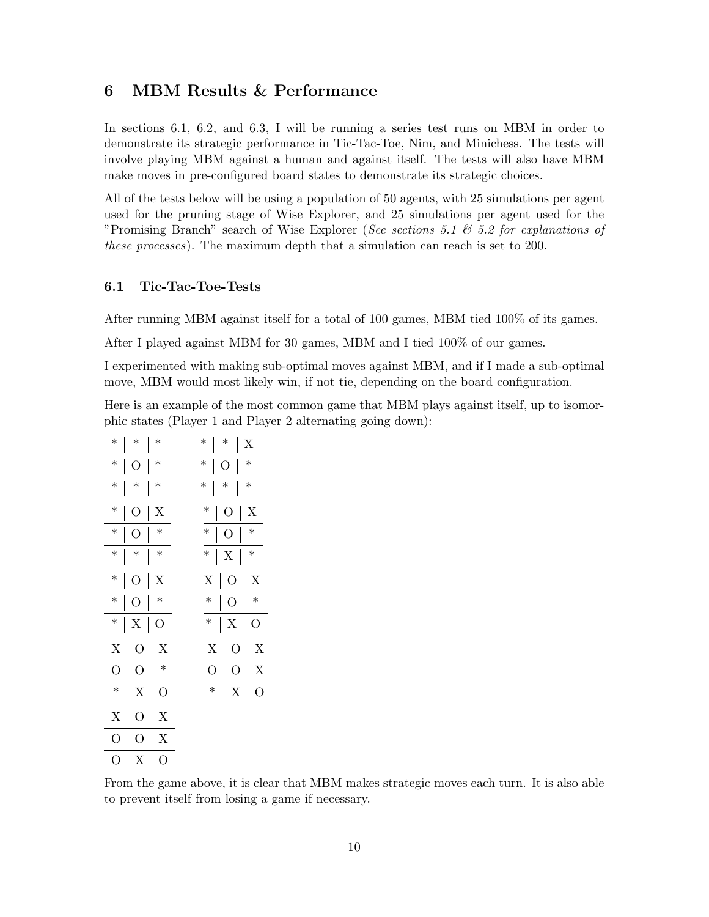## 6 MBM Results & Performance

In sections 6.1, 6.2, and 6.3, I will be running a series test runs on MBM in order to demonstrate its strategic performance in Tic-Tac-Toe, Nim, and Minichess. The tests will involve playing MBM against a human and against itself. The tests will also have MBM make moves in pre-configured board states to demonstrate its strategic choices.

All of the tests below will be using a population of 50 agents, with 25 simulations per agent used for the pruning stage of Wise Explorer, and 25 simulations per agent used for the "Promising Branch" search of Wise Explorer (*See sections 5.1 & 5.2 for explanations of these processes*). The maximum depth that a simulation can reach is set to 200.

### 6.1 Tic-Tac-Toe-Tests

After running MBM against itself for a total of 100 games, MBM tied 100% of its games.

After I played against MBM for 30 games, MBM and I tied 100% of our games.

I experimented with making sub-optimal moves against MBM, and if I made a sub-optimal move, MBM would most likely win, if not tie, depending on the board configuration.

Here is an example of the most common game that MBM plays against itself, up to isomorphic states (Player 1 and Player 2 alternating going down):

```
* | * | *        * | * | X
* | O | *        * | O | *
* | * | *        * | * | *

* | O | X        * | O | X
* | O | *        * | O | *
* | * | *        * | X | *

* | O | X        X | O | X
* | O | *        * | O | *
* | X | O        * | X | O

X | O | X        X | O | X
O | O | *        O | O | X
* | X | O        * | X | O

X | O | X
O | O | X
O | X | O
```

From the game above, it is clear that MBM makes strategic moves each turn. It is also able to prevent itself from losing a game if necessary.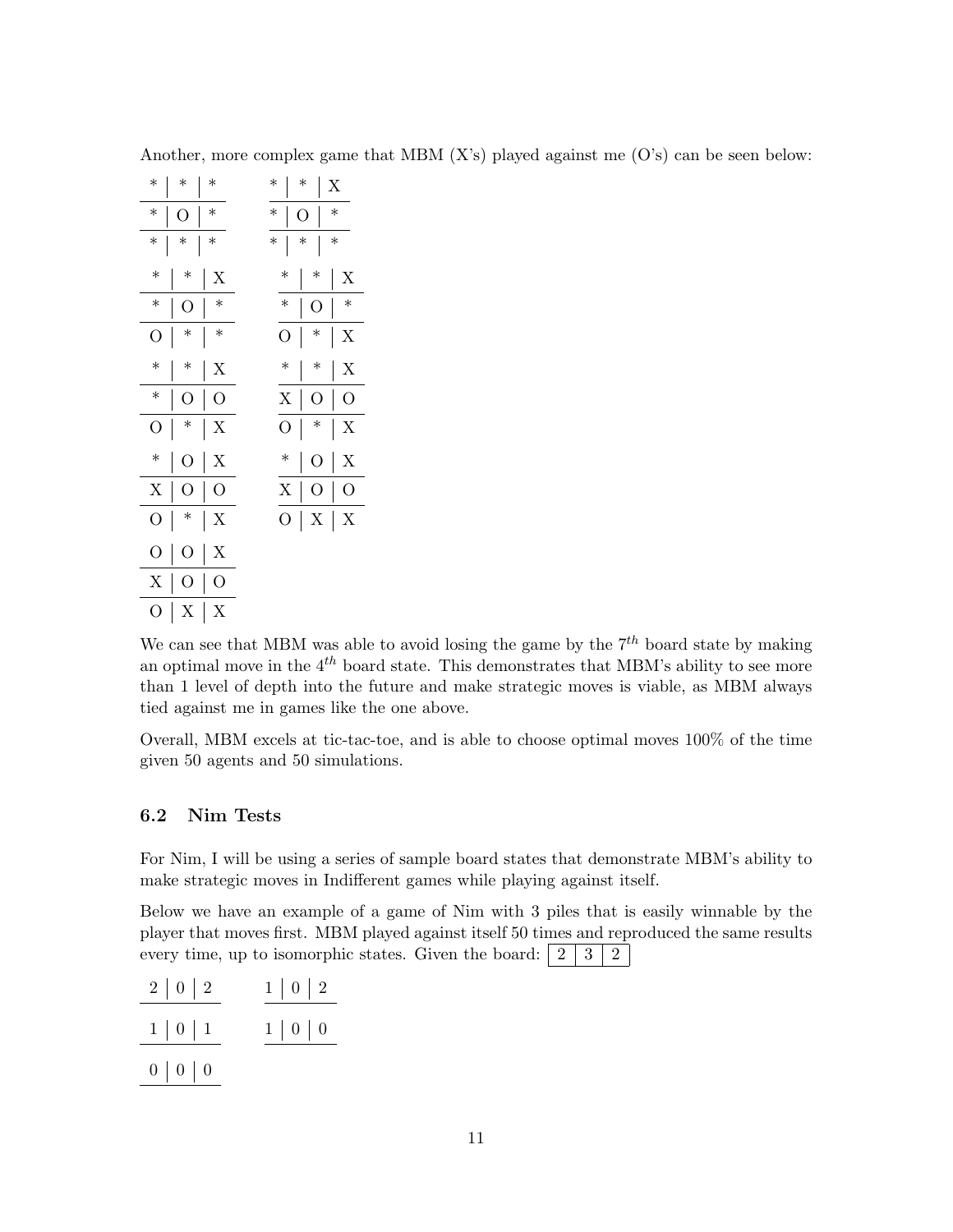Another, more complex game that MBM (X's) played against me (O's) can be seen below:

```
* | * | *      * | * | X
---------      ---------
* | O | *      * | O | *
---------      ---------
* | * | *      * | * | *

* | * | X      * | * | X
---------      ---------
* | O | *      * | O | *
---------      ---------
O | * | *      O | * | X

* | * | X      * | * | X
---------      ---------
* | O | O      X | O | O
---------      ---------
O | * | X      O | * | X

* | O | X      * | O | X
---------      ---------
X | O | O      X | O | O
---------      ---------
O | * | X      O | X | X

O | O | X
---------
X | O | O
---------
O | X | X
```

We can see that MBM was able to avoid losing the game by the $7^{th}$ board state by making an optimal move in the $4^{th}$ board state. This demonstrates that MBM's ability to see more than 1 level of depth into the future and make strategic moves is viable, as MBM always tied against me in games like the one above.

Overall, MBM excels at tic-tac-toe, and is able to choose optimal moves 100% of the time given 50 agents and 50 simulations.

### 6.2 Nim Tests

For Nim, I will be using a series of sample board states that demonstrate MBM's ability to make strategic moves in Indifferent games while playing against itself.

Below we have an example of a game of Nim with 3 piles that is easily winnable by the player that moves first. MBM played against itself 50 times and reproduced the same results every time, up to isomorphic states. Given the board: | 2 | 3 | 2 |

```
2 | 0 | 2      1 | 0 | 2

1 | 0 | 1      1 | 0 | 0

0 | 0 | 0
```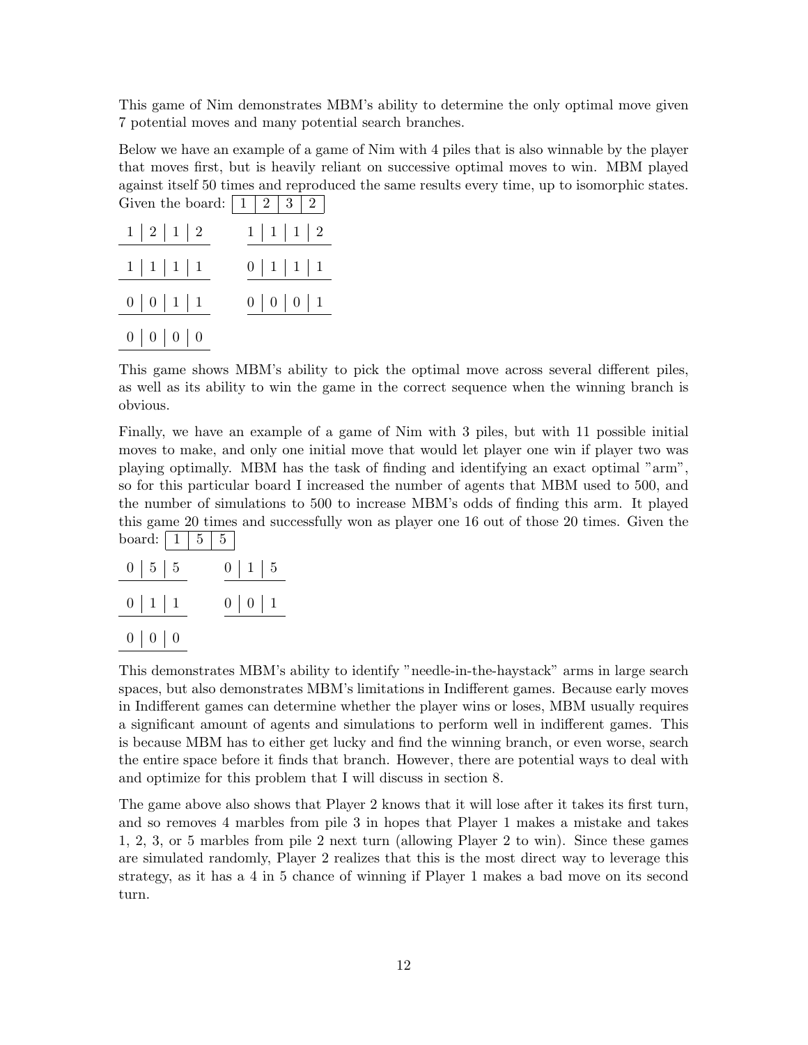This game of Nim demonstrates MBM's ability to determine the only optimal move given 7 potential moves and many potential search branches.

Below we have an example of a game of Nim with 4 piles that is also winnable by the player that moves first, but is heavily reliant on successive optimal moves to win. MBM played against itself 50 times and reproduced the same results every time, up to isomorphic states. Given the board:

| 1 | 2 | 3 | 2 |
|---|---|---|---|

| 1 | 2 | 1 | 2 |
|---|---|---|---|

| 1 | 1 | 1 | 2 |
|---|---|---|---|

| 1 | 1 | 1 | 1 |
|---|---|---|---|

| 0 | 1 | 1 | 1 |
|---|---|---|---|

| 0 | 0 | 1 | 1 |
|---|---|---|---|

| 0 | 0 | 0 | 1 |
|---|---|---|---|

| 0 | 0 | 0 | 0 |
|---|---|---|---|

This game shows MBM's ability to pick the optimal move across several different piles, as well as its ability to win the game in the correct sequence when the winning branch is obvious.

Finally, we have an example of a game of Nim with 3 piles, but with 11 possible initial moves to make, and only one initial move that would let player one win if player two was playing optimally. MBM has the task of finding and identifying an exact optimal "arm", so for this particular board I increased the number of agents that MBM used to 500, and the number of simulations to 500 to increase MBM's odds of finding this arm. It played this game 20 times and successfully won as player one 16 out of those 20 times. Given the board:

| 1 | 5 | 5 |
|---|---|---|

| 0 | 5 | 5 |
|---|---|---|

| 0 | 1 | 5 |
|---|---|---|

| 0 | 1 | 1 |
|---|---|---|

| 0 | 0 | 1 |
|---|---|---|

| 0 | 0 | 0 |
|---|---|---|

This demonstrates MBM's ability to identify "needle-in-the-haystack" arms in large search spaces, but also demonstrates MBM's limitations in Indifferent games. Because early moves in Indifferent games can determine whether the player wins or loses, MBM usually requires a significant amount of agents and simulations to perform well in indifferent games. This is because MBM has to either get lucky and find the winning branch, or even worse, search the entire space before it finds that branch. However, there are potential ways to deal with and optimize for this problem that I will discuss in section 8.

The game above also shows that Player 2 knows that it will lose after it takes its first turn, and so removes 4 marbles from pile 3 in hopes that Player 1 makes a mistake and takes 1, 2, 3, or 5 marbles from pile 2 next turn (allowing Player 2 to win). Since these games are simulated randomly, Player 2 realizes that this is the most direct way to leverage this strategy, as it has a 4 in 5 chance of winning if Player 1 makes a bad move on its second turn.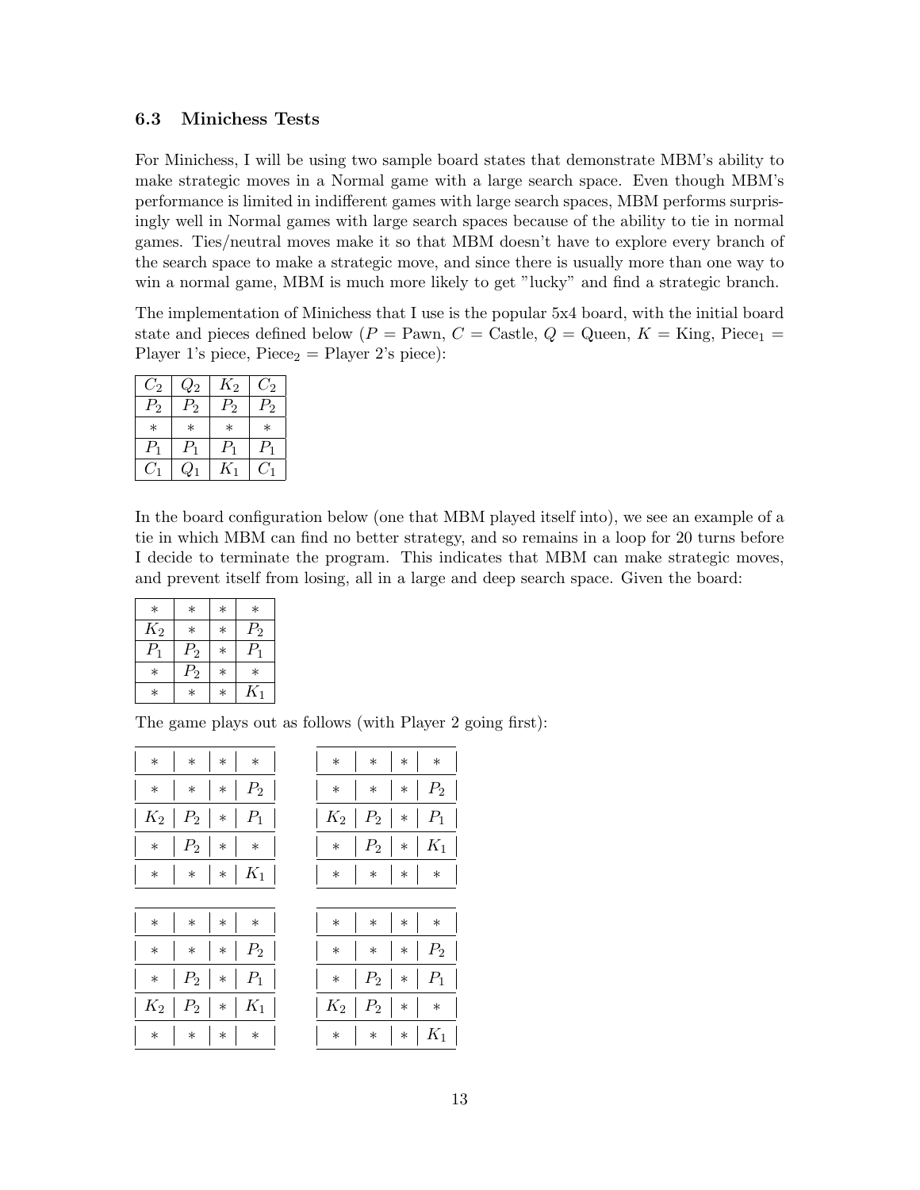### 6.3 Minichess Tests

For Minichess, I will be using two sample board states that demonstrate MBM's ability to make strategic moves in a Normal game with a large search space. Even though MBM's performance is limited in indifferent games with large search spaces, MBM performs surprisingly well in Normal games with large search spaces because of the ability to tie in normal games. Ties/neutral moves make it so that MBM doesn't have to explore every branch of the search space to make a strategic move, and since there is usually more than one way to win a normal game, MBM is much more likely to get "lucky" and find a strategic branch.

The implementation of Minichess that I use is the popular 5x4 board, with the initial board state and pieces defined below ($P$ = Pawn, $C$ = Castle, $Q$ = Queen, $K$ = King, $\text{Piece}_1$ = Player 1's piece, $\text{Piece}_2$ = Player 2's piece):

| | | | |
|---|---|---|---|
| $C_2$ | $Q_2$ | $K_2$ | $C_2$ |
| $P_2$ | $P_2$ | $P_2$ | $P_2$ |
| $*$ | $*$ | $*$ | $*$ |
| $P_1$ | $P_1$ | $P_1$ | $P_1$ |
| $C_1$ | $Q_1$ | $K_1$ | $C_1$ |

In the board configuration below (one that MBM played itself into), we see an example of a tie in which MBM can find no better strategy, and so remains in a loop for 20 turns before I decide to terminate the program. This indicates that MBM can make strategic moves, and prevent itself from losing, all in a large and deep search space. Given the board:

| | | | |
|---|---|---|---|
| $*$ | $*$ | $*$ | $*$ |
| $K_2$ | $*$ | $*$ | $P_2$ |
| $P_1$ | $P_2$ | $*$ | $P_1$ |
| $*$ | $P_2$ | $*$ | $*$ |
| $*$ | $*$ | $*$ | $K_1$ |

The game plays out as follows (with Player 2 going first):

| | | | |
|---|---|---|---|
| $*$ | $*$ | $*$ | $*$ |
| $*$ | $*$ | $*$ | $P_2$ |
| $K_2$ | $P_2$ | $*$ | $P_1$ |
| $*$ | $P_2$ | $*$ | $*$ |
| $*$ | $*$ | $*$ | $K_1$ |

| | | | |
|---|---|---|---|
| $*$ | $*$ | $*$ | $*$ |
| $*$ | $*$ | $*$ | $P_2$ |
| $K_2$ | $P_2$ | $*$ | $P_1$ |
| $*$ | $P_2$ | $*$ | $K_1$ |
| $*$ | $*$ | $*$ | $*$ |

| | | | |
|---|---|---|---|
| $*$ | $*$ | $*$ | $*$ |
| $*$ | $*$ | $*$ | $P_2$ |
| $*$ | $P_2$ | $*$ | $P_1$ |
| $K_2$ | $P_2$ | $*$ | $K_1$ |
| $*$ | $*$ | $*$ | $*$ |

| | | | |
|---|---|---|---|
| $*$ | $*$ | $*$ | $*$ |
| $*$ | $*$ | $*$ | $P_2$ |
| $*$ | $P_2$ | $*$ | $P_1$ |
| $K_2$ | $P_2$ | $*$ | $*$ |
| $*$ | $*$ | $*$ | $K_1$ |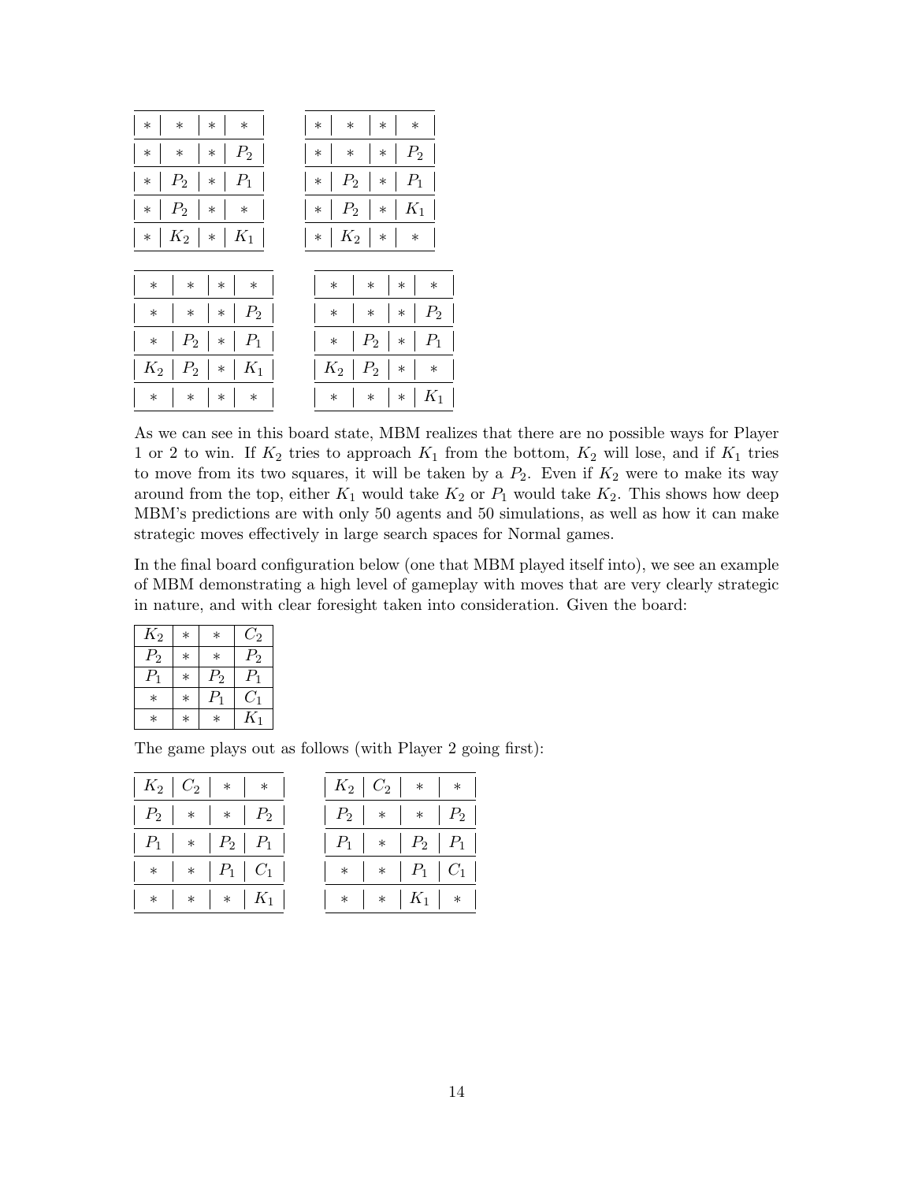| * | * | * | * |
|---|---|---|---|
| * | * | * | $P_2$ |
| * | $P_2$ | * | $P_1$ |
| * | $P_2$ | * | * |
| * | $K_2$ | * | $K_1$ |

| * | * | * | * |
|---|---|---|---|
| * | * | * | $P_2$ |
| * | $P_2$ | * | $P_1$ |
| * | $P_2$ | * | $K_1$ |
| * | $K_2$ | * | * |

| * | * | * | * |
|---|---|---|---|
| * | * | * | $P_2$ |
| * | $P_2$ | * | $P_1$ |
| $K_2$ | $P_2$ | * | $K_1$ |
| * | * | * | * |

| * | * | * | * |
|---|---|---|---|
| * | * | * | $P_2$ |
| * | $P_2$ | * | $P_1$ |
| $K_2$ | $P_2$ | * | * |
| * | * | * | $K_1$ |

As we can see in this board state, MBM realizes that there are no possible ways for Player 1 or 2 to win. If $K_2$ tries to approach $K_1$ from the bottom, $K_2$ will lose, and if $K_1$ tries to move from its two squares, it will be taken by a $P_2$. Even if $K_2$ were to make its way around from the top, either $K_1$ would take $K_2$ or $P_1$ would take $K_2$. This shows how deep MBM's predictions are with only 50 agents and 50 simulations, as well as how it can make strategic moves effectively in large search spaces for Normal games.

In the final board configuration below (one that MBM played itself into), we see an example of MBM demonstrating a high level of gameplay with moves that are very clearly strategic in nature, and with clear foresight taken into consideration. Given the board:

| $K_2$ | * | * | $C_2$ |
|---|---|---|---|
| $P_2$ | * | * | $P_2$ |
| $P_1$ | * | $P_2$ | $P_1$ |
| * | * | $P_1$ | $C_1$ |
| * | * | * | $K_1$ |

The game plays out as follows (with Player 2 going first):

| $K_2$ | $C_2$ | * | * |
|---|---|---|---|
| $P_2$ | * | * | $P_2$ |
| $P_1$ | * | $P_2$ | $P_1$ |
| * | * | $P_1$ | $C_1$ |
| * | * | * | $K_1$ |

| $K_2$ | $C_2$ | * | * |
|---|---|---|---|
| $P_2$ | * | * | $P_2$ |
| $P_1$ | * | $P_2$ | $P_1$ |
| * | * | $P_1$ | $C_1$ |
| * | * | $K_1$ | * |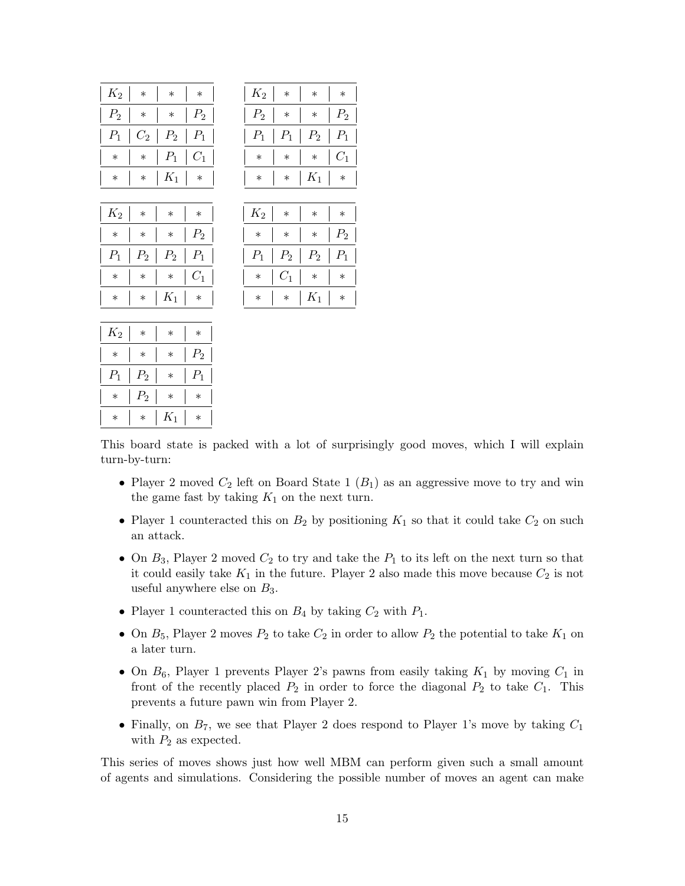| $K_2$ | * | * | * |
|---|---|---|---|
| $P_2$ | * | * | $P_2$ |
| $P_1$ | $C_2$ | $P_2$ | $P_1$ |
| * | * | $P_1$ | $C_1$ |
| * | * | $K_1$ | * |

| $K_2$ | * | * | * |
|---|---|---|---|
| $P_2$ | * | * | $P_2$ |
| $P_1$ | $P_1$ | $P_2$ | $P_1$ |
| * | * | * | $C_1$ |
| * | * | $K_1$ | * |

| $K_2$ | * | * | * |
|---|---|---|---|
| * | * | * | $P_2$ |
| $P_1$ | $P_2$ | $P_2$ | $P_1$ |
| * | * | * | $C_1$ |
| * | * | $K_1$ | * |

| $K_2$ | * | * | * |
|---|---|---|---|
| * | * | * | $P_2$ |
| $P_1$ | $P_2$ | $P_2$ | $P_1$ |
| * | $C_1$ | * | * |
| * | * | $K_1$ | * |

| $K_2$ | * | * | * |
|---|---|---|---|
| * | * | * | $P_2$ |
| $P_1$ | $P_2$ | * | $P_1$ |
| * | $P_2$ | * | * |
| * | * | $K_1$ | * |

This board state is packed with a lot of surprisingly good moves, which I will explain turn-by-turn:

- Player 2 moved $C_2$ left on Board State 1 ($B_1$) as an aggressive move to try and win the game fast by taking $K_1$ on the next turn.
- Player 1 counteracted this on $B_2$ by positioning $K_1$ so that it could take $C_2$ on such an attack.
- On $B_3$, Player 2 moved $C_2$ to try and take the $P_1$ to its left on the next turn so that it could easily take $K_1$ in the future. Player 2 also made this move because $C_2$ is not useful anywhere else on $B_3$.
- Player 1 counteracted this on $B_4$ by taking $C_2$ with $P_1$.
- On $B_5$, Player 2 moves $P_2$ to take $C_2$ in order to allow $P_2$ the potential to take $K_1$ on a later turn.
- On $B_6$, Player 1 prevents Player 2's pawns from easily taking $K_1$ by moving $C_1$ in front of the recently placed $P_2$ in order to force the diagonal $P_2$ to take $C_1$. This prevents a future pawn win from Player 2.
- Finally, on $B_7$, we see that Player 2 does respond to Player 1's move by taking $C_1$ with $P_2$ as expected.

This series of moves shows just how well MBM can perform given such a small amount of agents and simulations. Considering the possible number of moves an agent can make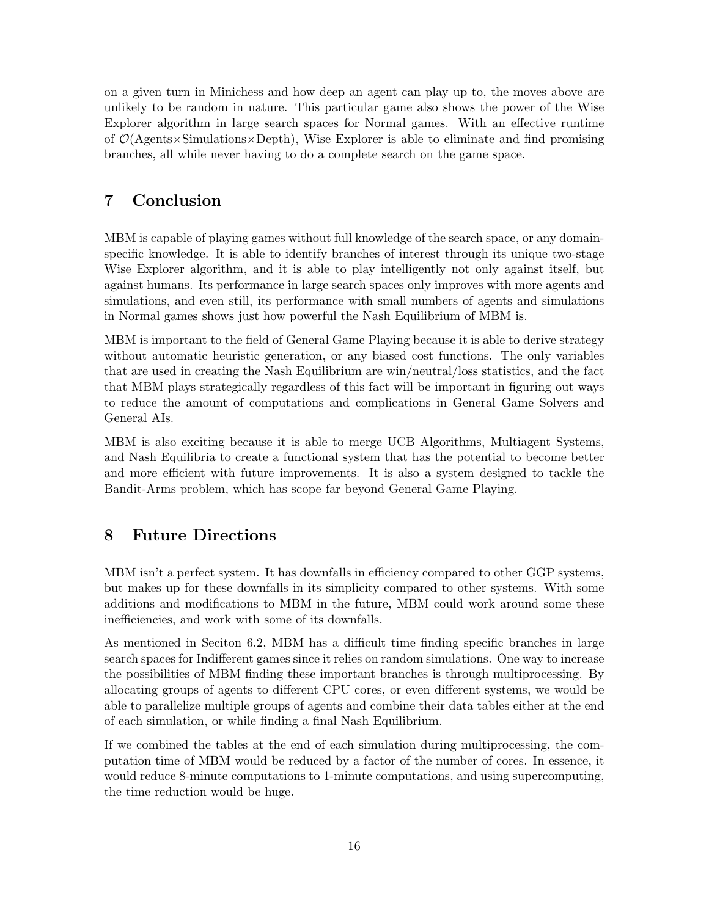on a given turn in Minichess and how deep an agent can play up to, the moves above are unlikely to be random in nature. This particular game also shows the power of the Wise Explorer algorithm in large search spaces for Normal games. With an effective runtime of $\mathcal{O}(\text{Agents}\times\text{Simulations}\times\text{Depth})$, Wise Explorer is able to eliminate and find promising branches, all while never having to do a complete search on the game space.

## 7 Conclusion

MBM is capable of playing games without full knowledge of the search space, or any domain-specific knowledge. It is able to identify branches of interest through its unique two-stage Wise Explorer algorithm, and it is able to play intelligently not only against itself, but against humans. Its performance in large search spaces only improves with more agents and simulations, and even still, its performance with small numbers of agents and simulations in Normal games shows just how powerful the Nash Equilibrium of MBM is.

MBM is important to the field of General Game Playing because it is able to derive strategy without automatic heuristic generation, or any biased cost functions. The only variables that are used in creating the Nash Equilibrium are win/neutral/loss statistics, and the fact that MBM plays strategically regardless of this fact will be important in figuring out ways to reduce the amount of computations and complications in General Game Solvers and General AIs.

MBM is also exciting because it is able to merge UCB Algorithms, Multiagent Systems, and Nash Equilibria to create a functional system that has the potential to become better and more efficient with future improvements. It is also a system designed to tackle the Bandit-Arms problem, which has scope far beyond General Game Playing.

## 8 Future Directions

MBM isn't a perfect system. It has downfalls in efficiency compared to other GGP systems, but makes up for these downfalls in its simplicity compared to other systems. With some additions and modifications to MBM in the future, MBM could work around some these inefficiencies, and work with some of its downfalls.

As mentioned in Seciton 6.2, MBM has a difficult time finding specific branches in large search spaces for Indifferent games since it relies on random simulations. One way to increase the possibilities of MBM finding these important branches is through multiprocessing. By allocating groups of agents to different CPU cores, or even different systems, we would be able to parallelize multiple groups of agents and combine their data tables either at the end of each simulation, or while finding a final Nash Equilibrium.

If we combined the tables at the end of each simulation during multiprocessing, the computation time of MBM would be reduced by a factor of the number of cores. In essence, it would reduce 8-minute computations to 1-minute computations, and using supercomputing, the time reduction would be huge.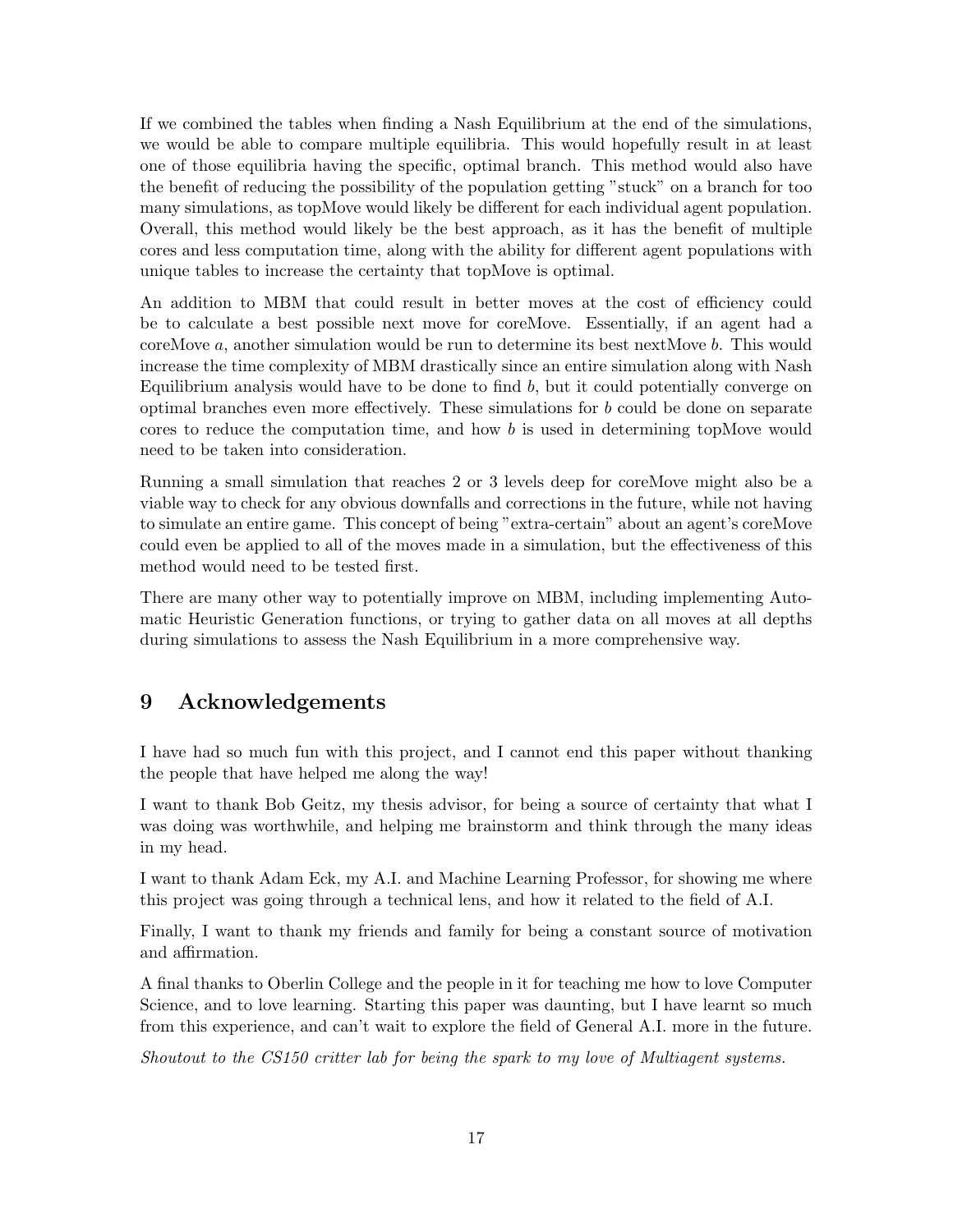If we combined the tables when finding a Nash Equilibrium at the end of the simulations, we would be able to compare multiple equilibria. This would hopefully result in at least one of those equilibria having the specific, optimal branch. This method would also have the benefit of reducing the possibility of the population getting "stuck" on a branch for too many simulations, as topMove would likely be different for each individual agent population. Overall, this method would likely be the best approach, as it has the benefit of multiple cores and less computation time, along with the ability for different agent populations with unique tables to increase the certainty that topMove is optimal.

An addition to MBM that could result in better moves at the cost of efficiency could be to calculate a best possible next move for coreMove. Essentially, if an agent had a coreMove $a$, another simulation would be run to determine its best nextMove $b$. This would increase the time complexity of MBM drastically since an entire simulation along with Nash Equilibrium analysis would have to be done to find $b$, but it could potentially converge on optimal branches even more effectively. These simulations for $b$ could be done on separate cores to reduce the computation time, and how $b$ is used in determining topMove would need to be taken into consideration.

Running a small simulation that reaches 2 or 3 levels deep for coreMove might also be a viable way to check for any obvious downfalls and corrections in the future, while not having to simulate an entire game. This concept of being "extra-certain" about an agent's coreMove could even be applied to all of the moves made in a simulation, but the effectiveness of this method would need to be tested first.

There are many other way to potentially improve on MBM, including implementing Automatic Heuristic Generation functions, or trying to gather data on all moves at all depths during simulations to assess the Nash Equilibrium in a more comprehensive way.

## 9 Acknowledgements

I have had so much fun with this project, and I cannot end this paper without thanking the people that have helped me along the way!

I want to thank Bob Geitz, my thesis advisor, for being a source of certainty that what I was doing was worthwhile, and helping me brainstorm and think through the many ideas in my head.

I want to thank Adam Eck, my A.I. and Machine Learning Professor, for showing me where this project was going through a technical lens, and how it related to the field of A.I.

Finally, I want to thank my friends and family for being a constant source of motivation and affirmation.

A final thanks to Oberlin College and the people in it for teaching me how to love Computer Science, and to love learning. Starting this paper was daunting, but I have learnt so much from this experience, and can't wait to explore the field of General A.I. more in the future.

*Shoutout to the CS150 critter lab for being the spark to my love of Multiagent systems.*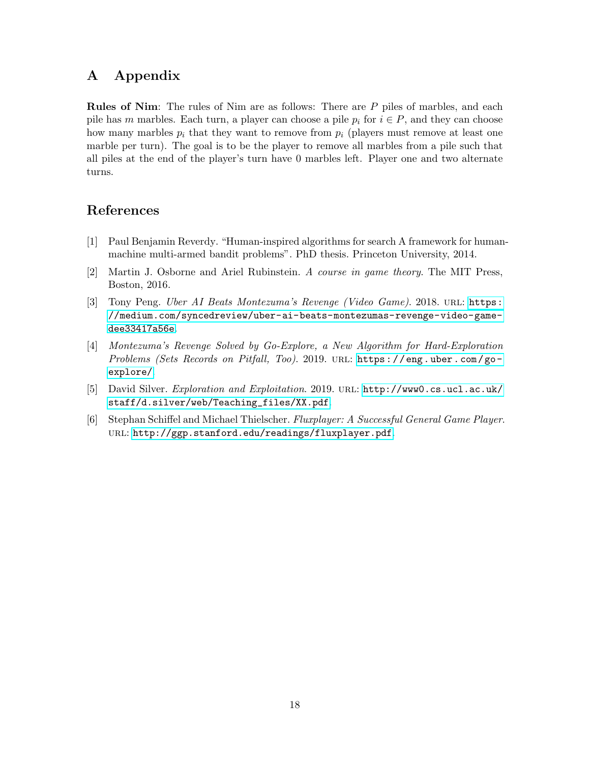# A Appendix

**Rules of Nim**: The rules of Nim are as follows: There are $P$ piles of marbles, and each pile has $m$ marbles. Each turn, a player can choose a pile $p_i$ for $i \in P$, and they can choose how many marbles $p_i$ that they want to remove from $p_i$ (players must remove at least one marble per turn). The goal is to be the player to remove all marbles from a pile such that all piles at the end of the player's turn have 0 marbles left. Player one and two alternate turns.

# References

[1] Paul Benjamin Reverdy. "Human-inspired algorithms for search A framework for human-machine multi-armed bandit problems". PhD thesis. Princeton University, 2014.

[2] Martin J. Osborne and Ariel Rubinstein. *A course in game theory*. The MIT Press, Boston, 2016.

[3] Tony Peng. *Uber AI Beats Montezuma's Revenge (Video Game)*. 2018. URL: https://medium.com/syncedreview/uber-ai-beats-montezumas-revenge-video-game-dee33417a56e.

[4] *Montezuma's Revenge Solved by Go-Explore, a New Algorithm for Hard-Exploration Problems (Sets Records on Pitfall, Too)*. 2019. URL: https://eng.uber.com/go-explore/.

[5] David Silver. *Exploration and Exploitation*. 2019. URL: http://www0.cs.ucl.ac.uk/staff/d.silver/web/Teaching_files/XX.pdf.

[6] Stephan Schiffel and Michael Thielscher. *Fluxplayer: A Successful General Game Player*. URL: http://ggp.stanford.edu/readings/fluxplayer.pdf.